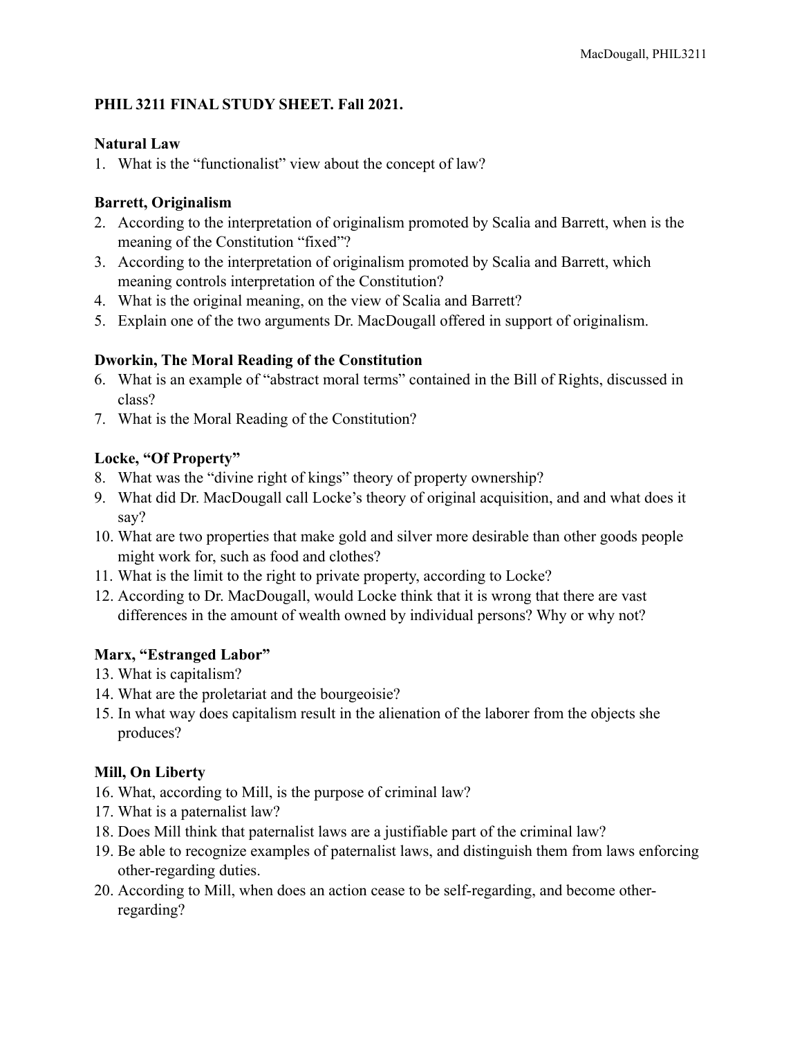**PHIL 3211 FINAL STUDY SHEET. Fall 2021.**

**Natural Law**

1. What is the "functionalist" view about the concept of law?

**Barrett, Originalism**

2. According to the interpretation of originalism promoted by Scalia and Barrett, when is the meaning of the Constitution "fixed"?
3. According to the interpretation of originalism promoted by Scalia and Barrett, which meaning controls interpretation of the Constitution?
4. What is the original meaning, on the view of Scalia and Barrett?
5. Explain one of the two arguments Dr. MacDougall offered in support of originalism.

**Dworkin, The Moral Reading of the Constitution**

6. What is an example of "abstract moral terms" contained in the Bill of Rights, discussed in class?
7. What is the Moral Reading of the Constitution?

**Locke, "Of Property"**

8. What was the "divine right of kings" theory of property ownership?
9. What did Dr. MacDougall call Locke's theory of original acquisition, and and what does it say?
10. What are two properties that make gold and silver more desirable than other goods people might work for, such as food and clothes?
11. What is the limit to the right to private property, according to Locke?
12. According to Dr. MacDougall, would Locke think that it is wrong that there are vast differences in the amount of wealth owned by individual persons? Why or why not?

**Marx, "Estranged Labor"**

13. What is capitalism?
14. What are the proletariat and the bourgeoisie?
15. In what way does capitalism result in the alienation of the laborer from the objects she produces?

**Mill, On Liberty**

16. What, according to Mill, is the purpose of criminal law?
17. What is a paternalist law?
18. Does Mill think that paternalist laws are a justifiable part of the criminal law?
19. Be able to recognize examples of paternalist laws, and distinguish them from laws enforcing other-regarding duties.
20. According to Mill, when does an action cease to be self-regarding, and become other-regarding?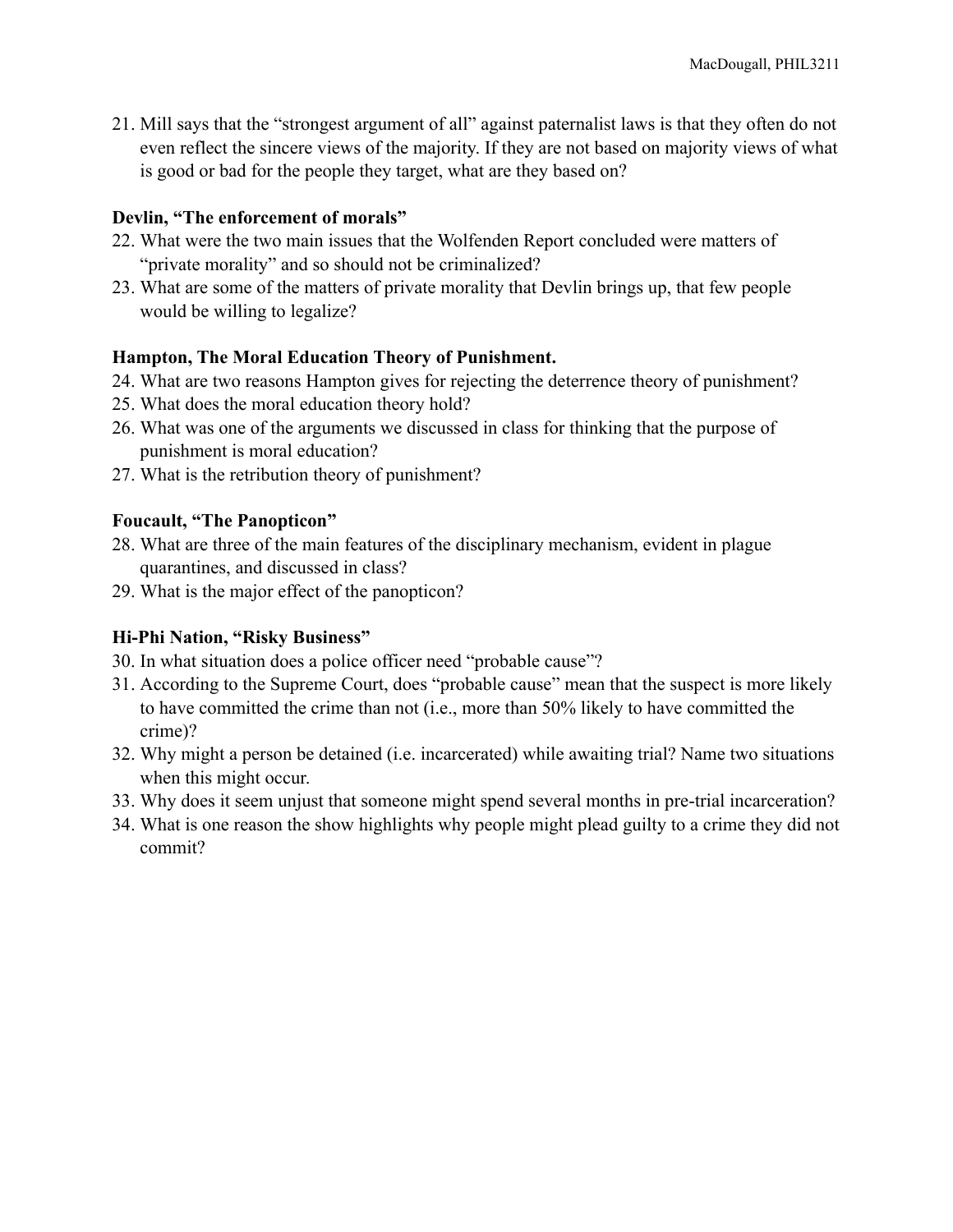21. Mill says that the "strongest argument of all" against paternalist laws is that they often do not even reflect the sincere views of the majority. If they are not based on majority views of what is good or bad for the people they target, what are they based on?

**Devlin, "The enforcement of morals"**

22. What were the two main issues that the Wolfenden Report concluded were matters of "private morality" and so should not be criminalized?
23. What are some of the matters of private morality that Devlin brings up, that few people would be willing to legalize?

**Hampton, The Moral Education Theory of Punishment.**

24. What are two reasons Hampton gives for rejecting the deterrence theory of punishment?
25. What does the moral education theory hold?
26. What was one of the arguments we discussed in class for thinking that the purpose of punishment is moral education?
27. What is the retribution theory of punishment?

**Foucault, "The Panopticon"**

28. What are three of the main features of the disciplinary mechanism, evident in plague quarantines, and discussed in class?
29. What is the major effect of the panopticon?

**Hi-Phi Nation, "Risky Business"**

30. In what situation does a police officer need "probable cause"?
31. According to the Supreme Court, does "probable cause" mean that the suspect is more likely to have committed the crime than not (i.e., more than 50% likely to have committed the crime)?
32. Why might a person be detained (i.e. incarcerated) while awaiting trial? Name two situations when this might occur.
33. Why does it seem unjust that someone might spend several months in pre-trial incarceration?
34. What is one reason the show highlights why people might plead guilty to a crime they did not commit?